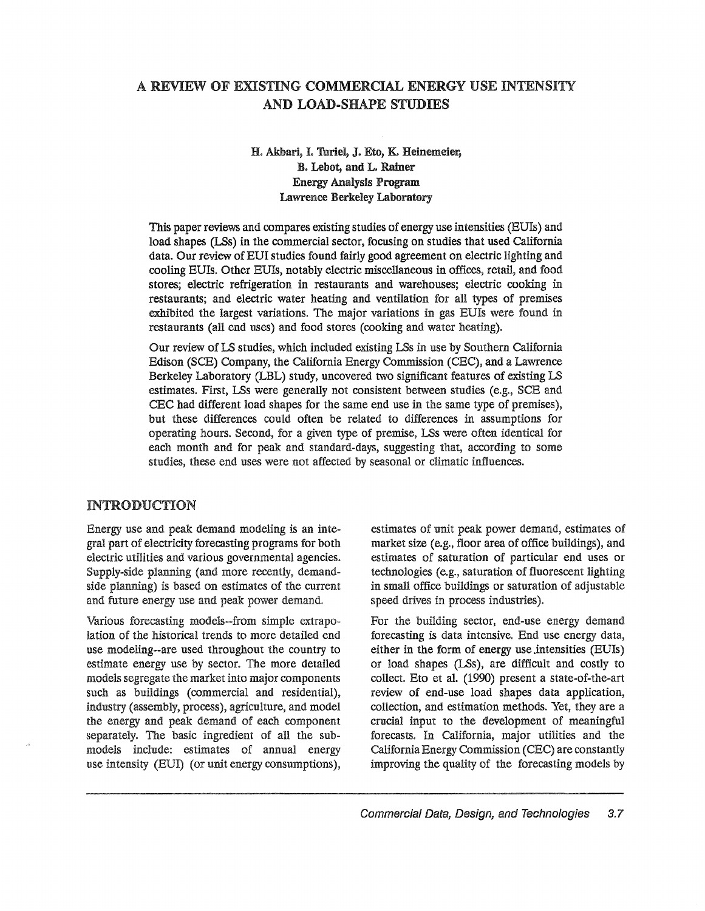# A REVIEW OF EXISTING COMMERCIAL ENERGY USE INTENSITY AND LOAD-SHAPE STUDIES

**H. Akbari, I. Turiel, J. Eto, K. Heinemeier, B. Lebot, and L. Rainer**
**Energy Analysis Program**
**Lawrence Berkeley Laboratory**

This paper reviews and compares existing studies of energy use intensities (EUIs) and load shapes (LSs) in the commercial sector, focusing on studies that used California data. Our review of EUI studies found fairly good agreement on electric lighting and cooling EUIs. Other EUIs, notably electric miscellaneous in offices, retail, and food stores; electric refrigeration in restaurants and warehouses; electric cooking in restaurants; and electric water heating and ventilation for all types of premises exhibited the largest variations. The major variations in gas EUIs were found in restaurants (all end uses) and food stores (cooking and water heating).

Our review of LS studies, which included existing LSs in use by Southern California Edison (SCE) Company, the California Energy Commission (CEC), and a Lawrence Berkeley Laboratory (LBL) study, uncovered two significant features of existing LS estimates. First, LSs were generally not consistent between studies (e.g., SCE and CEC had different load shapes for the same end use in the same type of premises), but these differences could often be related to differences in assumptions for operating hours. Second, for a given type of premise, LSs were often identical for each month and for peak and standard-days, suggesting that, according to some studies, these end uses were not affected by seasonal or climatic influences.

## INTRODUCTION

Energy use and peak demand modeling is an integral part of electricity forecasting programs for both electric utilities and various governmental agencies. Supply-side planning (and more recently, demand-side planning) is based on estimates of the current and future energy use and peak power demand.

Various forecasting models--from simple extrapolation of the historical trends to more detailed end use modeling--are used throughout the country to estimate energy use by sector. The more detailed models segregate the market into major components such as buildings (commercial and residential), industry (assembly, process), agriculture, and model the energy and peak demand of each component separately. The basic ingredient of all the sub-models include: estimates of annual energy use intensity (EUI) (or unit energy consumptions), estimates of unit peak power demand, estimates of market size (e.g., floor area of office buildings), and estimates of saturation of particular end uses or technologies (e.g., saturation of fluorescent lighting in small office buildings or saturation of adjustable speed drives in process industries).

For the building sector, end-use energy demand forecasting is data intensive. End use energy data, either in the form of energy use intensities (EUIs) or load shapes (LSs), are difficult and costly to collect. Eto et al. (1990) present a state-of-the-art review of end-use load shapes data application, collection, and estimation methods. Yet, they are a crucial input to the development of meaningful forecasts. In California, major utilities and the California Energy Commission (CEC) are constantly improving the quality of the forecasting models by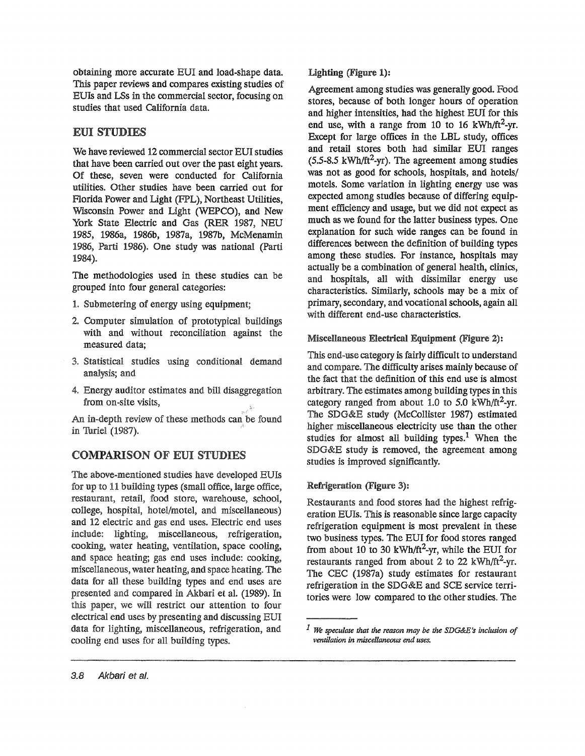obtaining more accurate EUI and load-shape data. This paper reviews and compares existing studies of EUIs and LSs in the commercial sector, focusing on studies that used California data.

## EUI STUDIES

We have reviewed 12 commercial sector EUI studies that have been carried out over the past eight years. Of these, seven were conducted for California utilities. Other studies have been carried out for Florida Power and Light (FPL), Northeast Utilities, Wisconsin Power and Light (WEPCO), and New York State Electric and Gas (RER 1987, NEU 1985, 1986a, 1986b, 1987a, 1987b, McMenamin 1986, Parti 1986). One study was national (Parti 1984).

The methodologies used in these studies can be grouped into four general categories:

1. Submetering of energy using equipment;
2. Computer simulation of prototypical buildings with and without reconciliation against the measured data;
3. Statistical studies using conditional demand analysis; and
4. Energy auditor estimates and bill disaggregation from on-site visits,

An in-depth review of these methods can be found in Turiel (1987).

## COMPARISON OF EUI STUDIES

The above-mentioned studies have developed EUIs for up to 11 building types (small office, large office, restaurant, retail, food store, warehouse, school, college, hospital, hotel/motel, and miscellaneous) and 12 electric and gas end uses. Electric end uses include: lighting, miscellaneous, refrigeration, cooking, water heating, ventilation, space cooling, and space heating; gas end uses include: cooking, miscellaneous, water heating, and space heating. The data for all these building types and end uses are presented and compared in Akbari et al. (1989). In this paper, we will restrict our attention to four electrical end uses by presenting and discussing EUI data for lighting, miscellaneous, refrigeration, and cooling end uses for all building types.

### Lighting (Figure 1):

Agreement among studies was generally good. Food stores, because of both longer hours of operation and higher intensities, had the highest EUI for this end use, with a range from 10 to 16 kWh/ft$^2$-yr. Except for large offices in the LBL study, offices and retail stores both had similar EUI ranges (5.5-8.5 kWh/ft$^2$-yr). The agreement among studies was not as good for schools, hospitals, and hotels/motels. Some variation in lighting energy use was expected among studies because of differing equipment efficiency and usage, but we did not expect as much as we found for the latter business types. One explanation for such wide ranges can be found in differences between the definition of building types among these studies. For instance, hospitals may actually be a combination of general health, clinics, and hospitals, all with dissimilar energy use characteristics. Similarly, schools may be a mix of primary, secondary, and vocational schools, again all with different end-use characteristics.

### Miscellaneous Electrical Equipment (Figure 2):

This end-use category is fairly difficult to understand and compare. The difficulty arises mainly because of the fact that the definition of this end use is almost arbitrary. The estimates among building types in this category ranged from about 1.0 to 5.0 kWh/ft$^2$-yr. The SDG&E study (McCollister 1987) estimated higher miscellaneous electricity use than the other studies for almost all building types.[1] When the SDG&E study is removed, the agreement among studies is improved significantly.

### Refrigeration (Figure 3):

Restaurants and food stores had the highest refrigeration EUIs. This is reasonable since large capacity refrigeration equipment is most prevalent in these two business types. The EUI for food stores ranged from about 10 to 30 kWh/ft$^2$-yr, while the EUI for restaurants ranged from about 2 to 22 kWh/ft$^2$-yr. The CEC (1987a) study estimates for restaurant refrigeration in the SDG&E and SCE service territories were low compared to the other studies. The

[1] *We speculate that the reason may be the SDG&E's inclusion of ventilation in miscellaneous end uses.*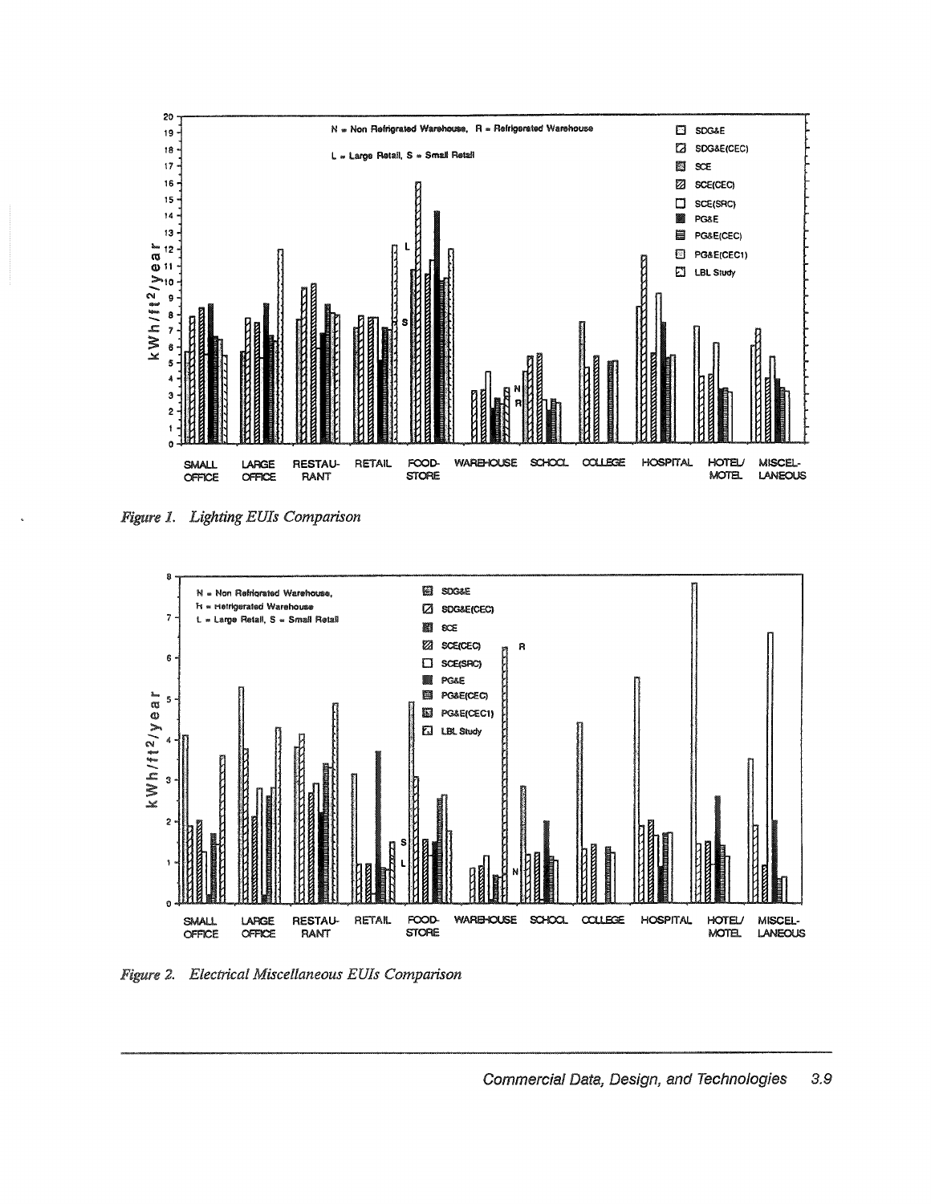Figure 1. Lighting EUIs Comparison

Figure 2. Electrical Miscellaneous EUIs Comparison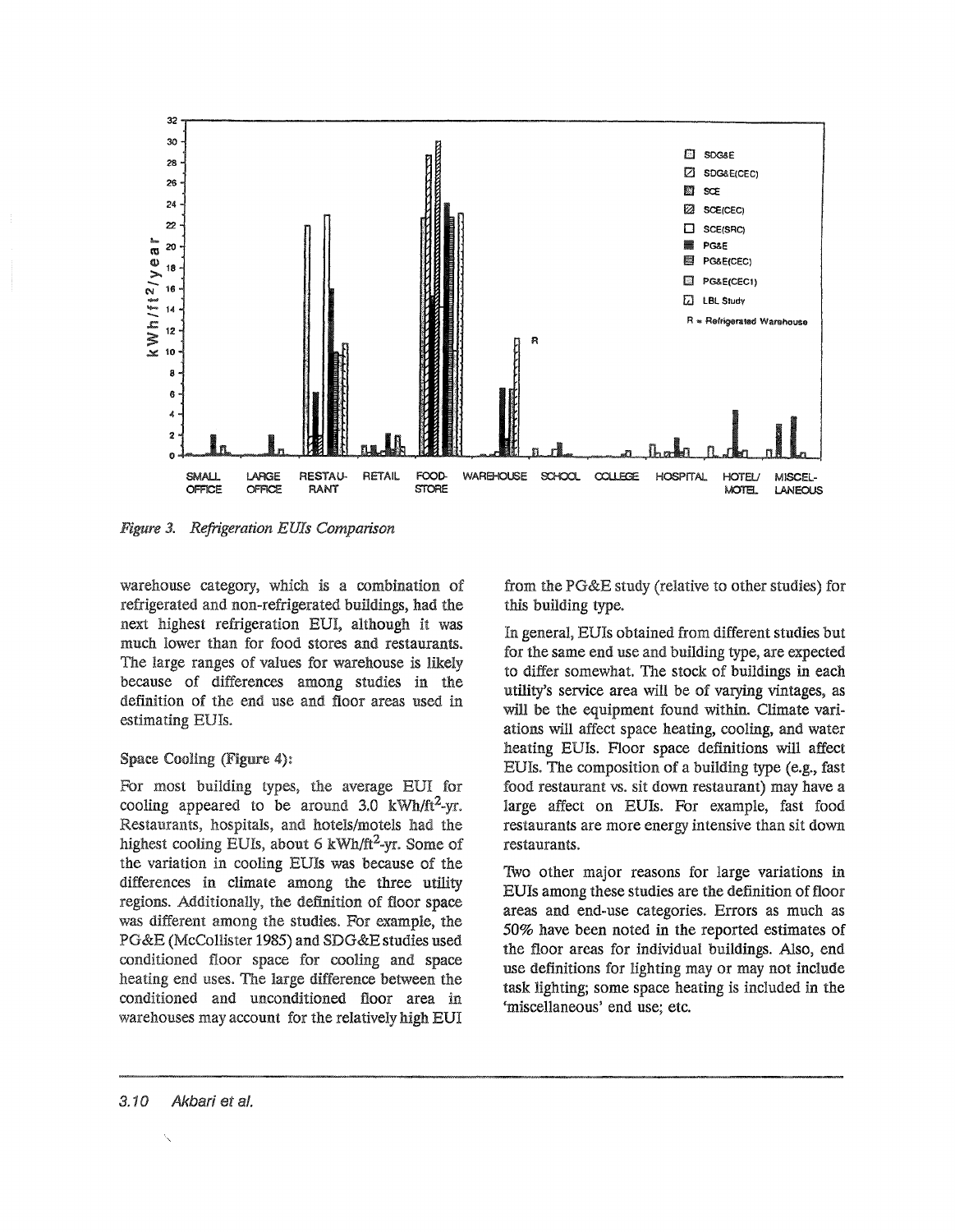*Figure 3. Refrigeration EUIs Comparison*

warehouse category, which is a combination of refrigerated and non-refrigerated buildings, had the next highest refrigeration EUI, although it was much lower than for food stores and restaurants. The large ranges of values for warehouse is likely because of differences among studies in the definition of the end use and floor areas used in estimating EUIs.

### Space Cooling (Figure 4):

For most building types, the average EUI for cooling appeared to be around 3.0 kWh/ft$^2$-yr. Restaurants, hospitals, and hotels/motels had the highest cooling EUIs, about 6 kWh/ft$^2$-yr. Some of the variation in cooling EUIs was because of the differences in climate among the three utility regions. Additionally, the definition of floor space was different among the studies. For example, the PG&E (McCollister 1985) and SDG&E studies used conditioned floor space for cooling and space heating end uses. The large difference between the conditioned and unconditioned floor area in warehouses may account for the relatively high EUI from the PG&E study (relative to other studies) for this building type.

In general, EUIs obtained from different studies but for the same end use and building type, are expected to differ somewhat. The stock of buildings in each utility's service area will be of varying vintages, as will be the equipment found within. Climate variations will affect space heating, cooling, and water heating EUIs. Floor space definitions will affect EUIs. The composition of a building type (e.g., fast food restaurant vs. sit down restaurant) may have a large affect on EUIs. For example, fast food restaurants are more energy intensive than sit down restaurants.

Two other major reasons for large variations in EUIs among these studies are the definition of floor areas and end-use categories. Errors as much as 50% have been noted in the reported estimates of the floor areas for individual buildings. Also, end use definitions for lighting may or may not include task lighting; some space heating is included in the 'miscellaneous' end use; etc.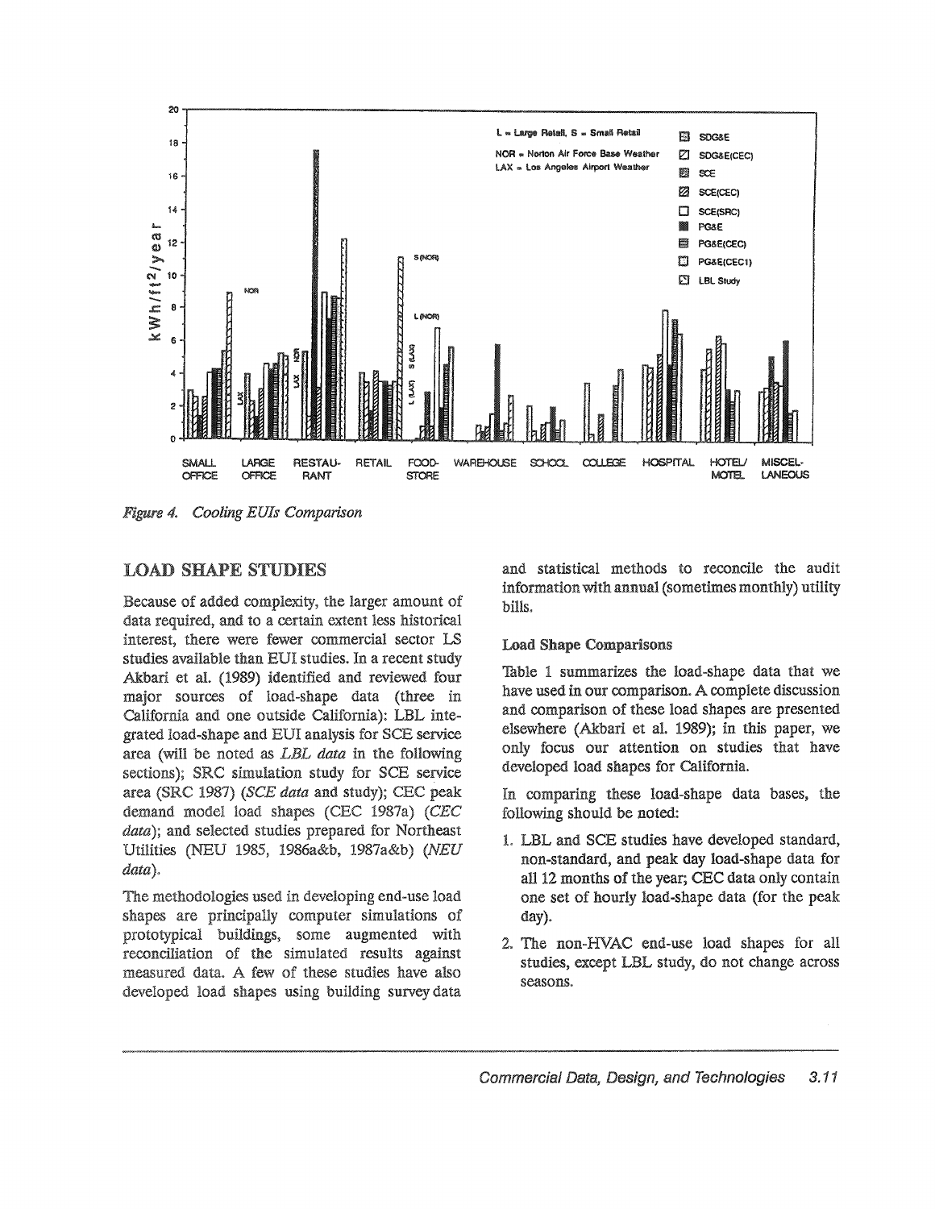*Figure 4. Cooling EUIs Comparison*

## LOAD SHAPE STUDIES

Because of added complexity, the larger amount of data required, and to a certain extent less historical interest, there were fewer commercial sector LS studies available than EUI studies. In a recent study Akbari et al. (1989) identified and reviewed four major sources of load-shape data (three in California and one outside California): LBL integrated load-shape and EUI analysis for SCE service area (will be noted as *LBL data* in the following sections); SRC simulation study for SCE service area (SRC 1987) (*SCE data* and study); CEC peak demand model load shapes (CEC 1987a) (*CEC data*); and selected studies prepared for Northeast Utilities (NEU 1985, 1986a&b, 1987a&b) (*NEU data*).

The methodologies used in developing end-use load shapes are principally computer simulations of prototypical buildings, some augmented with reconciliation of the simulated results against measured data. A few of these studies have also developed load shapes using building survey data and statistical methods to reconcile the audit information with annual (sometimes monthly) utility bills.

### Load Shape Comparisons

Table 1 summarizes the load-shape data that we have used in our comparison. A complete discussion and comparison of these load shapes are presented elsewhere (Akbari et al. 1989); in this paper, we only focus our attention on studies that have developed load shapes for California.

In comparing these load-shape data bases, the following should be noted:

1. LBL and SCE studies have developed standard, non-standard, and peak day load-shape data for all 12 months of the year; CEC data only contain one set of hourly load-shape data (for the peak day).
2. The non-HVAC end-use load shapes for all studies, except LBL study, do not change across seasons.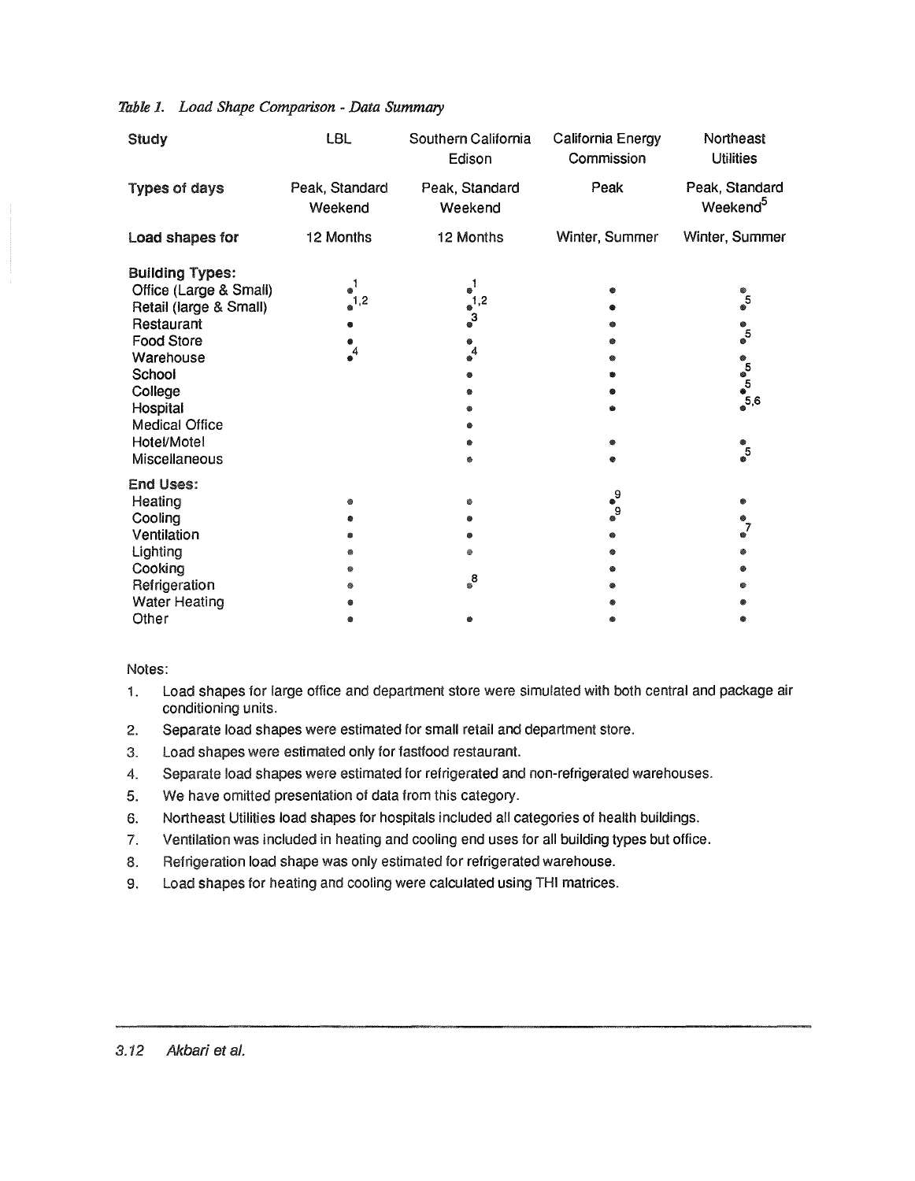*Table 1. Load Shape Comparison - Data Summary*

| Study | LBL | Southern California Edison | California Energy Commission | Northeast Utilities |
|---|---|---|---|---|
| **Types of days** | Peak, Standard Weekend | Peak, Standard Weekend | Peak | Peak, Standard Weekend[5] |
| **Load shapes for** | 12 Months | 12 Months | Winter, Summer | Winter, Summer |
| **Building Types:** | | | | |
| Office (Large & Small) | •[1] | •[1] | • | • |
| Retail (large & Small) | •[1,2] | •[1,2] | • | •[5] |
| Restaurant | • | •[3] | • | • |
| Food Store | • | • | • | •[5] |
| Warehouse | •[4] | •[4] | • | • |
| School | | • | • | •[5] |
| College | | • | • | •[5] |
| Hospital | | • | • | •[5,6] |
| Medical Office | | • | | |
| Hotel/Motel | | • | • | • |
| Miscellaneous | | • | • | •[5] |
| **End Uses:** | | | | |
| Heating | • | • | •[9] | • |
| Cooling | • | • | •[9] | • |
| Ventilation | • | • | • | •[7] |
| Lighting | • | • | • | • |
| Cooking | • | | • | • |
| Refrigeration | • | •[8] | • | • |
| Water Heating | • | | • | • |
| Other | • | • | • | • |

Notes:

1. Load shapes for large office and department store were simulated with both central and package air conditioning units.
2. Separate load shapes were estimated for small retail and department store.
3. Load shapes were estimated only for fastfood restaurant.
4. Separate load shapes were estimated for refrigerated and non-refrigerated warehouses.
5. We have omitted presentation of data from this category.
6. Northeast Utilities load shapes for hospitals included all categories of health buildings.
7. Ventilation was included in heating and cooling end uses for all building types but office.
8. Refrigeration load shape was only estimated for refrigerated warehouse.
9. Load shapes for heating and cooling were calculated using THI matrices.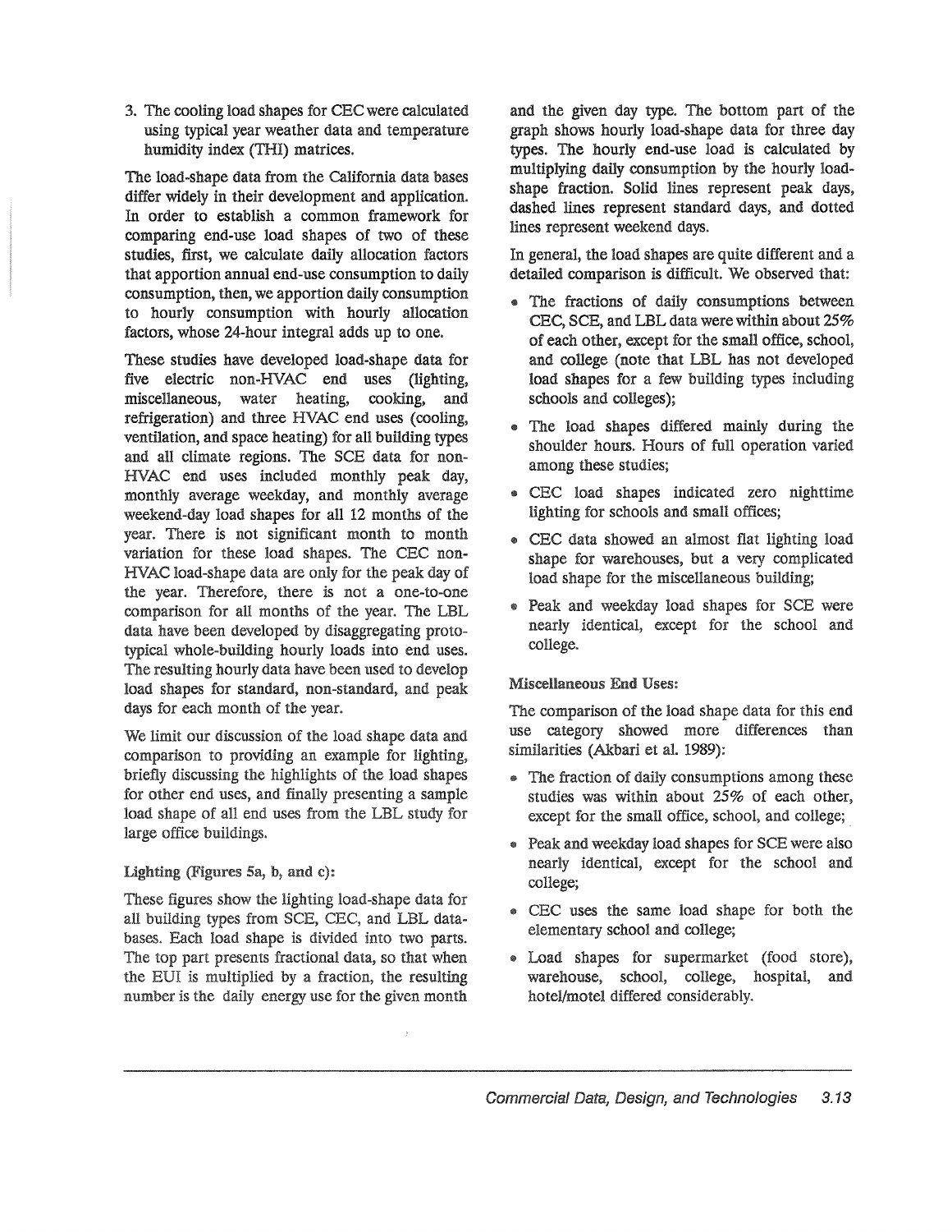3. The cooling load shapes for CEC were calculated using typical year weather data and temperature humidity index (THI) matrices.

The load-shape data from the California data bases differ widely in their development and application. In order to establish a common framework for comparing end-use load shapes of two of these studies, first, we calculate daily allocation factors that apportion annual end-use consumption to daily consumption, then, we apportion daily consumption to hourly consumption with hourly allocation factors, whose 24-hour integral adds up to one.

These studies have developed load-shape data for five electric non-HVAC end uses (lighting, miscellaneous, water heating, cooking, and refrigeration) and three HVAC end uses (cooling, ventilation, and space heating) for all building types and all climate regions. The SCE data for non-HVAC end uses included monthly peak day, monthly average weekday, and monthly average weekend-day load shapes for all 12 months of the year. There is not significant month to month variation for these load shapes. The CEC non-HVAC load-shape data are only for the peak day of the year. Therefore, there is not a one-to-one comparison for all months of the year. The LBL data have been developed by disaggregating prototypical whole-building hourly loads into end uses. The resulting hourly data have been used to develop load shapes for standard, non-standard, and peak days for each month of the year.

We limit our discussion of the load shape data and comparison to providing an example for lighting, briefly discussing the highlights of the load shapes for other end uses, and finally presenting a sample load shape of all end uses from the LBL study for large office buildings.

### Lighting (Figures 5a, b, and c):

These figures show the lighting load-shape data for all building types from SCE, CEC, and LBL databases. Each load shape is divided into two parts. The top part presents fractional data, so that when the EUI is multiplied by a fraction, the resulting number is the daily energy use for the given month and the given day type. The bottom part of the graph shows hourly load-shape data for three day types. The hourly end-use load is calculated by multiplying daily consumption by the hourly load-shape fraction. Solid lines represent peak days, dashed lines represent standard days, and dotted lines represent weekend days.

In general, the load shapes are quite different and a detailed comparison is difficult. We observed that:

- The fractions of daily consumptions between CEC, SCE, and LBL data were within about 25% of each other, except for the small office, school, and college (note that LBL has not developed load shapes for a few building types including schools and colleges);
- The load shapes differed mainly during the shoulder hours. Hours of full operation varied among these studies;
- CEC load shapes indicated zero nighttime lighting for schools and small offices;
- CEC data showed an almost flat lighting load shape for warehouses, but a very complicated load shape for the miscellaneous building;
- Peak and weekday load shapes for SCE were nearly identical, except for the school and college.

### Miscellaneous End Uses:

The comparison of the load shape data for this end use category showed more differences than similarities (Akbari et al. 1989):

- The fraction of daily consumptions among these studies was within about 25% of each other, except for the small office, school, and college;
- Peak and weekday load shapes for SCE were also nearly identical, except for the school and college;
- CEC uses the same load shape for both the elementary school and college;
- Load shapes for supermarket (food store), warehouse, school, college, hospital, and hotel/motel differed considerably.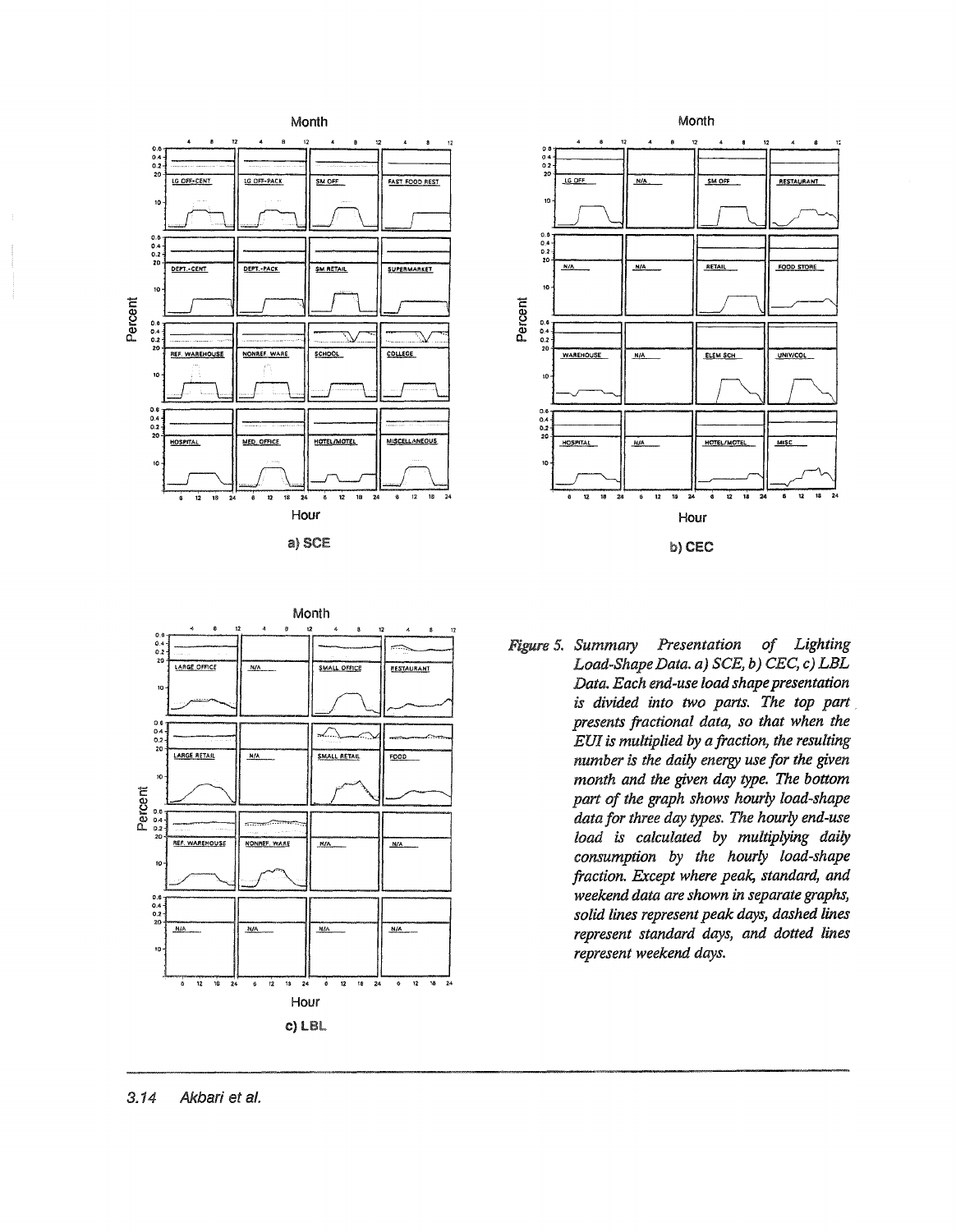*Figure 5. Summary Presentation of Lighting Load-Shape Data. a) SCE, b) CEC, c) LBL Data. Each end-use load shape presentation is divided into two parts. The top part presents fractional data, so that when the EUI is multiplied by a fraction, the resulting number is the daily energy use for the given month and the given day type. The bottom part of the graph shows hourly load-shape data for three day types. The hourly end-use load is calculated by multiplying daily consumption by the hourly load-shape fraction. Except where peak, standard, and weekend data are shown in separate graphs, solid lines represent peak days, dashed lines represent standard days, and dotted lines represent weekend days.*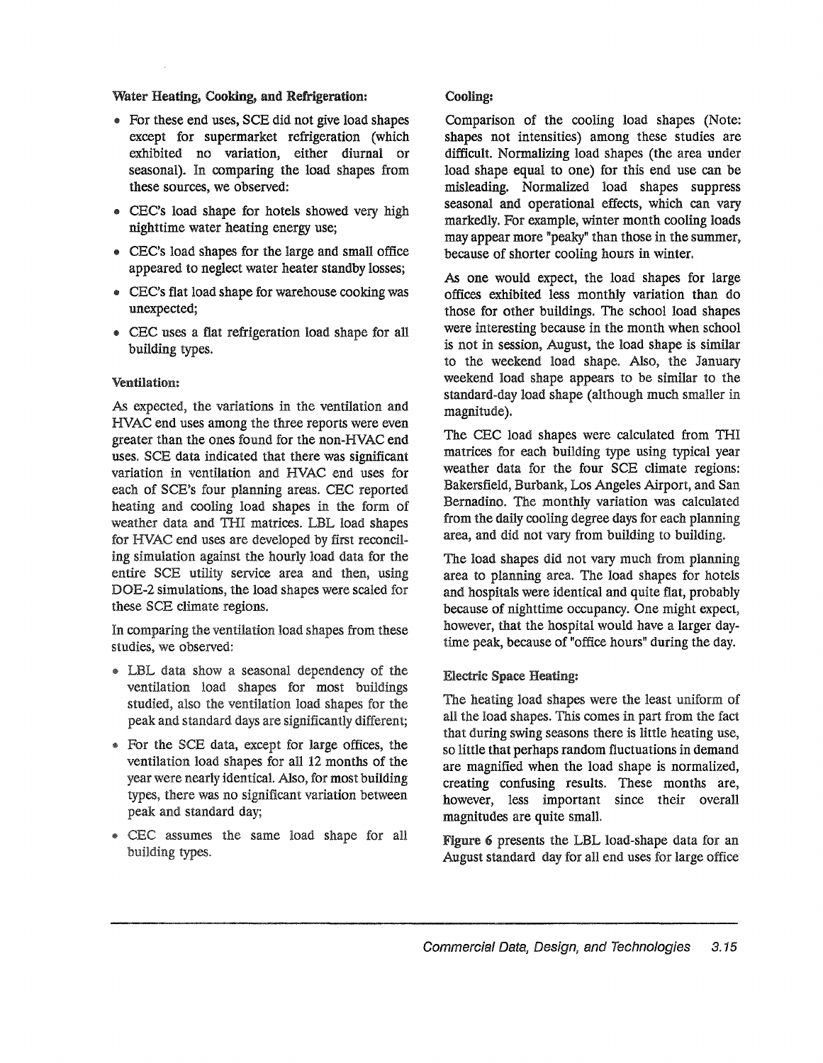**Water Heating, Cooking, and Refrigeration:**

- For these end uses, SCE did not give load shapes except for supermarket refrigeration (which exhibited no variation, either diurnal or seasonal). In comparing the load shapes from these sources, we observed:
- CEC's load shape for hotels showed very high nighttime water heating energy use;
- CEC's load shapes for the large and small office appeared to neglect water heater standby losses;
- CEC's flat load shape for warehouse cooking was unexpected;
- CEC uses a flat refrigeration load shape for all building types.

**Ventilation:**

As expected, the variations in the ventilation and HVAC end uses among the three reports were even greater than the ones found for the non-HVAC end uses. SCE data indicated that there was significant variation in ventilation and HVAC end uses for each of SCE's four planning areas. CEC reported heating and cooling load shapes in the form of weather data and THI matrices. LBL load shapes for HVAC end uses are developed by first reconciling simulation against the hourly load data for the entire SCE utility service area and then, using DOE-2 simulations, the load shapes were scaled for these SCE climate regions.

In comparing the ventilation load shapes from these studies, we observed:

- LBL data show a seasonal dependency of the ventilation load shapes for most buildings studied, also the ventilation load shapes for the peak and standard days are significantly different;
- For the SCE data, except for large offices, the ventilation load shapes for all 12 months of the year were nearly identical. Also, for most building types, there was no significant variation between peak and standard day;
- CEC assumes the same load shape for all building types.

**Cooling:**

Comparison of the cooling load shapes (Note: shapes not intensities) among these studies are difficult. Normalizing load shapes (the area under load shape equal to one) for this end use can be misleading. Normalized load shapes suppress seasonal and operational effects, which can vary markedly. For example, winter month cooling loads may appear more "peaky" than those in the summer, because of shorter cooling hours in winter.

As one would expect, the load shapes for large offices exhibited less monthly variation than do those for other buildings. The school load shapes were interesting because in the month when school is not in session, August, the load shape is similar to the weekend load shape. Also, the January weekend load shape appears to be similar to the standard-day load shape (although much smaller in magnitude).

The CEC load shapes were calculated from THI matrices for each building type using typical year weather data for the four SCE climate regions: Bakersfield, Burbank, Los Angeles Airport, and San Bernadino. The monthly variation was calculated from the daily cooling degree days for each planning area, and did not vary from building to building.

The load shapes did not vary much from planning area to planning area. The load shapes for hotels and hospitals were identical and quite flat, probably because of nighttime occupancy. One might expect, however, that the hospital would have a larger daytime peak, because of "office hours" during the day.

**Electric Space Heating:**

The heating load shapes were the least uniform of all the load shapes. This comes in part from the fact that during swing seasons there is little heating use, so little that perhaps random fluctuations in demand are magnified when the load shape is normalized, creating confusing results. These months are, however, less important since their overall magnitudes are quite small.

**Figure 6** presents the LBL load-shape data for an August standard day for all end uses for large office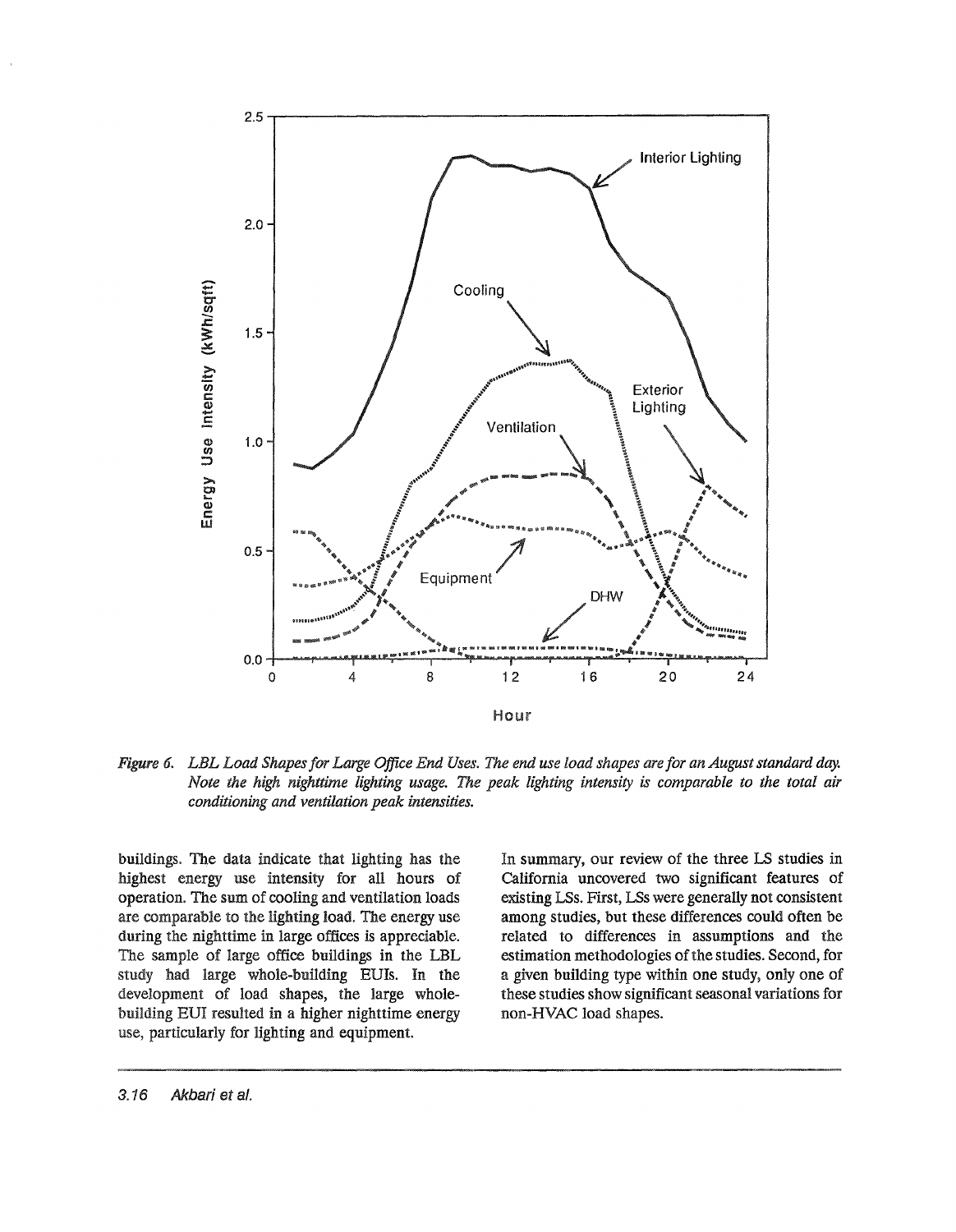*Figure 6. LBL Load Shapes for Large Office End Uses. The end use load shapes are for an August standard day. Note the high nighttime lighting usage. The peak lighting intensity is comparable to the total air conditioning and ventilation peak intensities.*

buildings. The data indicate that lighting has the highest energy use intensity for all hours of operation. The sum of cooling and ventilation loads are comparable to the lighting load. The energy use during the nighttime in large offices is appreciable. The sample of large office buildings in the LBL study had large whole-building EUIs. In the development of load shapes, the large whole-building EUI resulted in a higher nighttime energy use, particularly for lighting and equipment.

In summary, our review of the three LS studies in California uncovered two significant features of existing LSs. First, LSs were generally not consistent among studies, but these differences could often be related to differences in assumptions and the estimation methodologies of the studies. Second, for a given building type within one study, only one of these studies show significant seasonal variations for non-HVAC load shapes.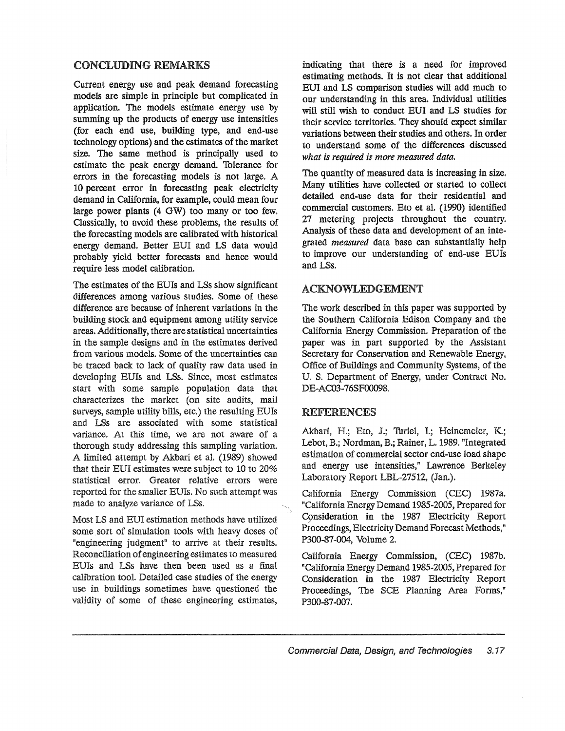## CONCLUDING REMARKS

Current energy use and peak demand forecasting models are simple in principle but complicated in application. The models estimate energy use by summing up the products of energy use intensities (for each end use, building type, and end-use technology options) and the estimates of the market size. The same method is principally used to estimate the peak energy demand. Tolerance for errors in the forecasting models is not large. A 10 percent error in forecasting peak electricity demand in California, for example, could mean four large power plants (4 GW) too many or too few. Classically, to avoid these problems, the results of the forecasting models are calibrated with historical energy demand. Better EUI and LS data would probably yield better forecasts and hence would require less model calibration.

The estimates of the EUIs and LSs show significant differences among various studies. Some of these difference are because of inherent variations in the building stock and equipment among utility service areas. Additionally, there are statistical uncertainties in the sample designs and in the estimates derived from various models. Some of the uncertainties can be traced back to lack of quality raw data used in developing EUIs and LSs. Since, most estimates start with some sample population data that characterizes the market (on site audits, mail surveys, sample utility bills, etc.) the resulting EUIs and LSs are associated with some statistical variance. At this time, we are not aware of a thorough study addressing this sampling variation. A limited attempt by Akbari et al. (1989) showed that their EUI estimates were subject to 10 to 20% statistical error. Greater relative errors were reported for the smaller EUIs. No such attempt was made to analyze variance of LSs.

Most LS and EUI estimation methods have utilized some sort of simulation tools with heavy doses of "engineering judgment" to arrive at their results. Reconciliation of engineering estimates to measured EUIs and LSs have then been used as a final calibration tool. Detailed case studies of the energy use in buildings sometimes have questioned the validity of some of these engineering estimates, indicating that there is a need for improved estimating methods. It is not clear that additional EUI and LS comparison studies will add much to our understanding in this area. Individual utilities will still wish to conduct EUI and LS studies for their service territories. They should expect similar variations between their studies and others. In order to understand some of the differences discussed *what is required is more measured data.*

The quantity of measured data is increasing in size. Many utilities have collected or started to collect detailed end-use data for their residential and commercial customers. Eto et al. (1990) identified 27 metering projects throughout the country. Analysis of these data and development of an integrated *measured* data base can substantially help to improve our understanding of end-use EUIs and LSs.

## ACKNOWLEDGEMENT

The work described in this paper was supported by the Southern California Edison Company and the California Energy Commission. Preparation of the paper was in part supported by the Assistant Secretary for Conservation and Renewable Energy, Office of Buildings and Community Systems, of the U. S. Department of Energy, under Contract No. DE-AC03-76SF00098.

## REFERENCES

Akbari, H.; Eto, J.; Turiel, I.; Heinemeier, K.; Lebot, B.; Nordman, B.; Rainer, L. 1989. "Integrated estimation of commercial sector end-use load shape and energy use intensities," Lawrence Berkeley Laboratory Report LBL-27512, (Jan.).

California Energy Commission (CEC) 1987a. "California Energy Demand 1985-2005, Prepared for Consideration in the 1987 Electricity Report Proceedings, Electricity Demand Forecast Methods," P300-87-004, Volume 2.

California Energy Commission, (CEC) 1987b. "California Energy Demand 1985-2005, Prepared for Consideration in the 1987 Electricity Report Proceedings, The SCE Planning Area Forms," P300-87-007.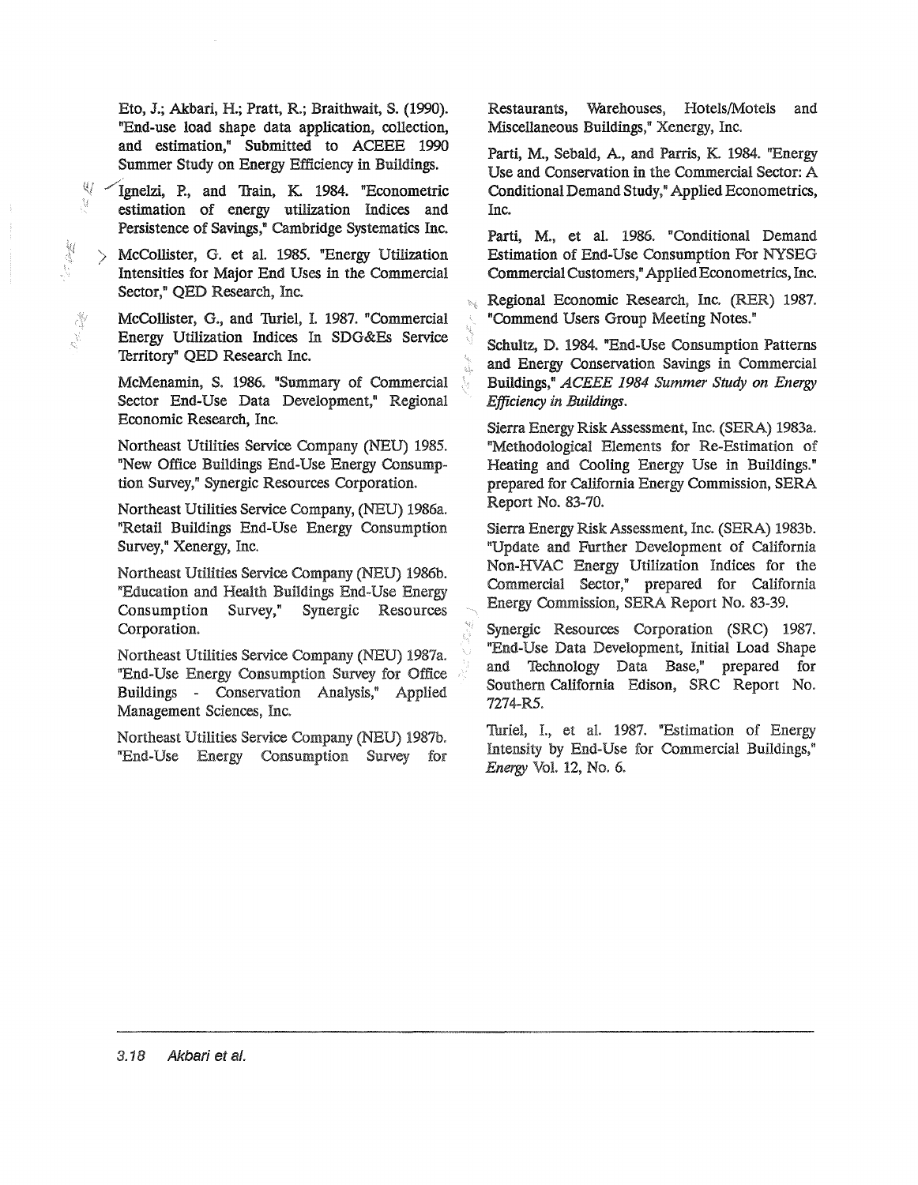Eto, J.; Akbari, H.; Pratt, R.; Braithwait, S. (1990). "End-use load shape data application, collection, and estimation," Submitted to ACEEE 1990 Summer Study on Energy Efficiency in Buildings.

Ignelzi, P., and Train, K. 1984. "Econometric estimation of energy utilization Indices and Persistence of Savings," Cambridge Systematics Inc.

McCollister, G. et al. 1985. "Energy Utilization Intensities for Major End Uses in the Commercial Sector," QED Research, Inc.

McCollister, G., and Turiel, I. 1987. "Commercial Energy Utilization Indices In SDG&Es Service Territory" QED Research Inc.

McMenamin, S. 1986. "Summary of Commercial Sector End-Use Data Development," Regional Economic Research, Inc.

Northeast Utilities Service Company (NEU) 1985. "New Office Buildings End-Use Energy Consumption Survey," Synergic Resources Corporation.

Northeast Utilities Service Company, (NEU) 1986a. "Retail Buildings End-Use Energy Consumption Survey," Xenergy, Inc.

Northeast Utilities Service Company (NEU) 1986b. "Education and Health Buildings End-Use Energy Consumption Survey," Synergic Resources Corporation.

Northeast Utilities Service Company (NEU) 1987a. "End-Use Energy Consumption Survey for Office Buildings - Conservation Analysis," Applied Management Sciences, Inc.

Northeast Utilities Service Company (NEU) 1987b. "End-Use Energy Consumption Survey for Restaurants, Warehouses, Hotels/Motels and Miscellaneous Buildings," Xenergy, Inc.

Parti, M., Sebald, A., and Parris, K. 1984. "Energy Use and Conservation in the Commercial Sector: A Conditional Demand Study," Applied Econometrics, Inc.

Parti, M., et al. 1986. "Conditional Demand Estimation of End-Use Consumption For NYSEG Commercial Customers," Applied Econometrics, Inc.

Regional Economic Research, Inc. (RER) 1987. "Commend Users Group Meeting Notes."

Schultz, D. 1984. "End-Use Consumption Patterns and Energy Conservation Savings in Commercial Buildings," *ACEEE 1984 Summer Study on Energy Efficiency in Buildings*.

Sierra Energy Risk Assessment, Inc. (SERA) 1983a. "Methodological Elements for Re-Estimation of Heating and Cooling Energy Use in Buildings." prepared for California Energy Commission, SERA Report No. 83-70.

Sierra Energy Risk Assessment, Inc. (SERA) 1983b. "Update and Further Development of California Non-HVAC Energy Utilization Indices for the Commercial Sector," prepared for California Energy Commission, SERA Report No. 83-39.

Synergic Resources Corporation (SRC) 1987. "End-Use Data Development, Initial Load Shape and Technology Data Base," prepared for Southern California Edison, SRC Report No. 7274-R5.

Turiel, I., et al. 1987. "Estimation of Energy Intensity by End-Use for Commercial Buildings," *Energy* Vol. 12, No. 6.